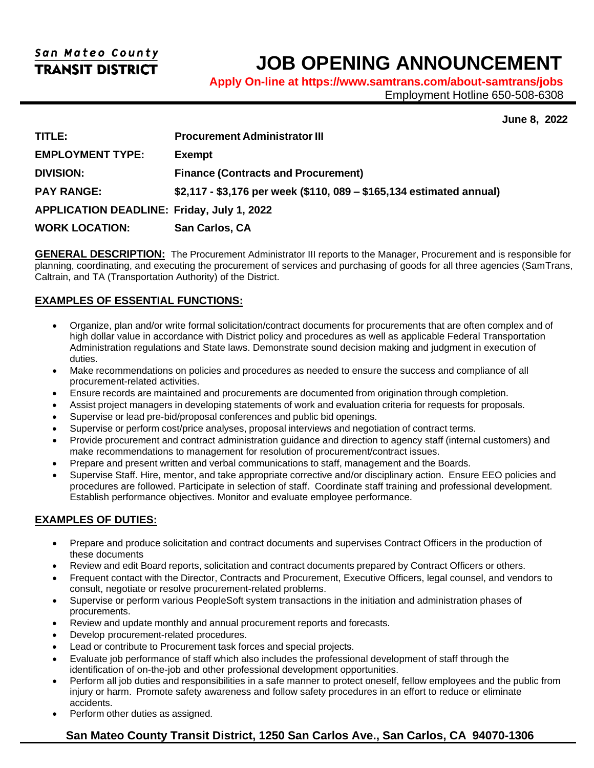San Mateo County
**TRANSIT DISTRICT**

# JOB OPENING ANNOUNCEMENT

**Apply On-line at https://www.samtrans.com/about-samtrans/jobs**

Employment Hotline 650-508-6308

**June 8, 2022**

**TITLE:** **Procurement Administrator III**

**EMPLOYMENT TYPE:** **Exempt**

**DIVISION:** **Finance (Contracts and Procurement)**

**PAY RANGE:** **$2,117 - $3,176 per week ($110, 089 – $165,134 estimated annual)**

**APPLICATION DEADLINE:** **Friday, July 1, 2022**

**WORK LOCATION:** **San Carlos, CA**

**GENERAL DESCRIPTION:** The Procurement Administrator III reports to the Manager, Procurement and is responsible for planning, coordinating, and executing the procurement of services and purchasing of goods for all three agencies (SamTrans, Caltrain, and TA (Transportation Authority) of the District.

## EXAMPLES OF ESSENTIAL FUNCTIONS:

- Organize, plan and/or write formal solicitation/contract documents for procurements that are often complex and of high dollar value in accordance with District policy and procedures as well as applicable Federal Transportation Administration regulations and State laws. Demonstrate sound decision making and judgment in execution of duties.
- Make recommendations on policies and procedures as needed to ensure the success and compliance of all procurement-related activities.
- Ensure records are maintained and procurements are documented from origination through completion.
- Assist project managers in developing statements of work and evaluation criteria for requests for proposals.
- Supervise or lead pre-bid/proposal conferences and public bid openings.
- Supervise or perform cost/price analyses, proposal interviews and negotiation of contract terms.
- Provide procurement and contract administration guidance and direction to agency staff (internal customers) and make recommendations to management for resolution of procurement/contract issues.
- Prepare and present written and verbal communications to staff, management and the Boards.
- Supervise Staff. Hire, mentor, and take appropriate corrective and/or disciplinary action. Ensure EEO policies and procedures are followed. Participate in selection of staff. Coordinate staff training and professional development. Establish performance objectives. Monitor and evaluate employee performance.

## EXAMPLES OF DUTIES:

- Prepare and produce solicitation and contract documents and supervises Contract Officers in the production of these documents
- Review and edit Board reports, solicitation and contract documents prepared by Contract Officers or others.
- Frequent contact with the Director, Contracts and Procurement, Executive Officers, legal counsel, and vendors to consult, negotiate or resolve procurement-related problems.
- Supervise or perform various PeopleSoft system transactions in the initiation and administration phases of procurements.
- Review and update monthly and annual procurement reports and forecasts.
- Develop procurement-related procedures.
- Lead or contribute to Procurement task forces and special projects.
- Evaluate job performance of staff which also includes the professional development of staff through the identification of on-the-job and other professional development opportunities.
- Perform all job duties and responsibilities in a safe manner to protect oneself, fellow employees and the public from injury or harm. Promote safety awareness and follow safety procedures in an effort to reduce or eliminate accidents.
- Perform other duties as assigned.

**San Mateo County Transit District, 1250 San Carlos Ave., San Carlos, CA 94070-1306**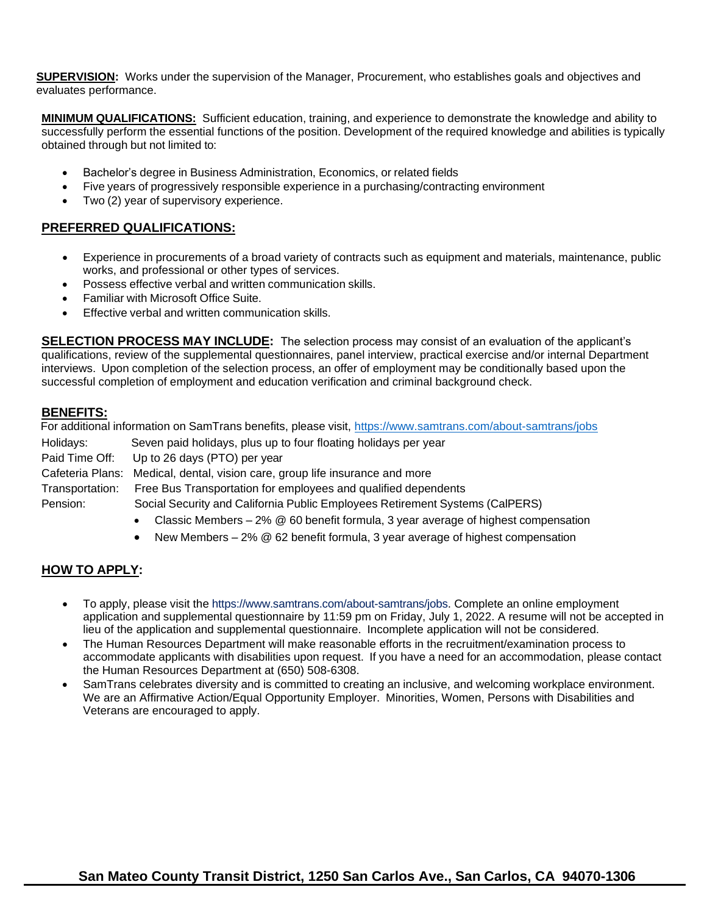**SUPERVISION:** Works under the supervision of the Manager, Procurement, who establishes goals and objectives and evaluates performance.

**MINIMUM QUALIFICATIONS:** Sufficient education, training, and experience to demonstrate the knowledge and ability to successfully perform the essential functions of the position. Development of the required knowledge and abilities is typically obtained through but not limited to:

- Bachelor's degree in Business Administration, Economics, or related fields
- Five years of progressively responsible experience in a purchasing/contracting environment
- Two (2) year of supervisory experience.

## PREFERRED QUALIFICATIONS:

- Experience in procurements of a broad variety of contracts such as equipment and materials, maintenance, public works, and professional or other types of services.
- Possess effective verbal and written communication skills.
- Familiar with Microsoft Office Suite.
- Effective verbal and written communication skills.

**SELECTION PROCESS MAY INCLUDE:** The selection process may consist of an evaluation of the applicant's qualifications, review of the supplemental questionnaires, panel interview, practical exercise and/or internal Department interviews. Upon completion of the selection process, an offer of employment may be conditionally based upon the successful completion of employment and education verification and criminal background check.

## BENEFITS:

For additional information on SamTrans benefits, please visit, https://www.samtrans.com/about-samtrans/jobs

Holidays: Seven paid holidays, plus up to four floating holidays per year

Paid Time Off: Up to 26 days (PTO) per year

Cafeteria Plans: Medical, dental, vision care, group life insurance and more

Transportation: Free Bus Transportation for employees and qualified dependents

Pension: Social Security and California Public Employees Retirement Systems (CalPERS)

- Classic Members – 2% @ 60 benefit formula, 3 year average of highest compensation
- New Members – 2% @ 62 benefit formula, 3 year average of highest compensation

## HOW TO APPLY:

- To apply, please visit the https://www.samtrans.com/about-samtrans/jobs. Complete an online employment application and supplemental questionnaire by 11:59 pm on Friday, July 1, 2022. A resume will not be accepted in lieu of the application and supplemental questionnaire. Incomplete application will not be considered.
- The Human Resources Department will make reasonable efforts in the recruitment/examination process to accommodate applicants with disabilities upon request. If you have a need for an accommodation, please contact the Human Resources Department at (650) 508-6308.
- SamTrans celebrates diversity and is committed to creating an inclusive, and welcoming workplace environment. We are an Affirmative Action/Equal Opportunity Employer. Minorities, Women, Persons with Disabilities and Veterans are encouraged to apply.

**San Mateo County Transit District, 1250 San Carlos Ave., San Carlos, CA 94070-1306**